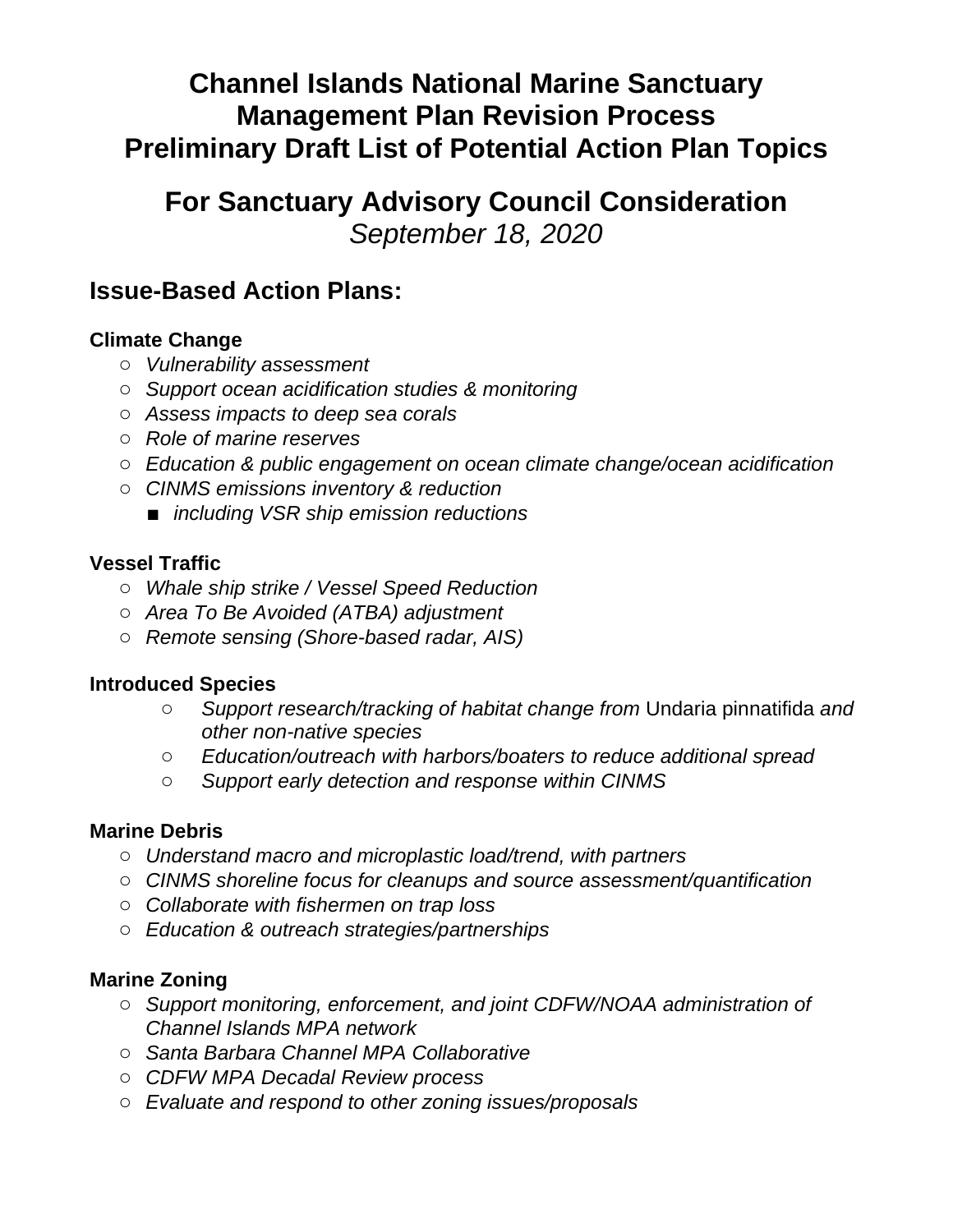# Channel Islands National Marine Sanctuary Management Plan Revision Process Preliminary Draft List of Potential Action Plan Topics

## For Sanctuary Advisory Council Consideration

*September 18, 2020*

## Issue-Based Action Plans:

### Climate Change

- *Vulnerability assessment*
- *Support ocean acidification studies & monitoring*
- *Assess impacts to deep sea corals*
- *Role of marine reserves*
- *Education & public engagement on ocean climate change/ocean acidification*
- *CINMS emissions inventory & reduction*
  - *including VSR ship emission reductions*

### Vessel Traffic

- *Whale ship strike / Vessel Speed Reduction*
- *Area To Be Avoided (ATBA) adjustment*
- *Remote sensing (Shore-based radar, AIS)*

### Introduced Species

- *Support research/tracking of habitat change from* Undaria pinnatifida *and other non-native species*
- *Education/outreach with harbors/boaters to reduce additional spread*
- *Support early detection and response within CINMS*

### Marine Debris

- *Understand macro and microplastic load/trend, with partners*
- *CINMS shoreline focus for cleanups and source assessment/quantification*
- *Collaborate with fishermen on trap loss*
- *Education & outreach strategies/partnerships*

### Marine Zoning

- *Support monitoring, enforcement, and joint CDFW/NOAA administration of Channel Islands MPA network*
- *Santa Barbara Channel MPA Collaborative*
- *CDFW MPA Decadal Review process*
- *Evaluate and respond to other zoning issues/proposals*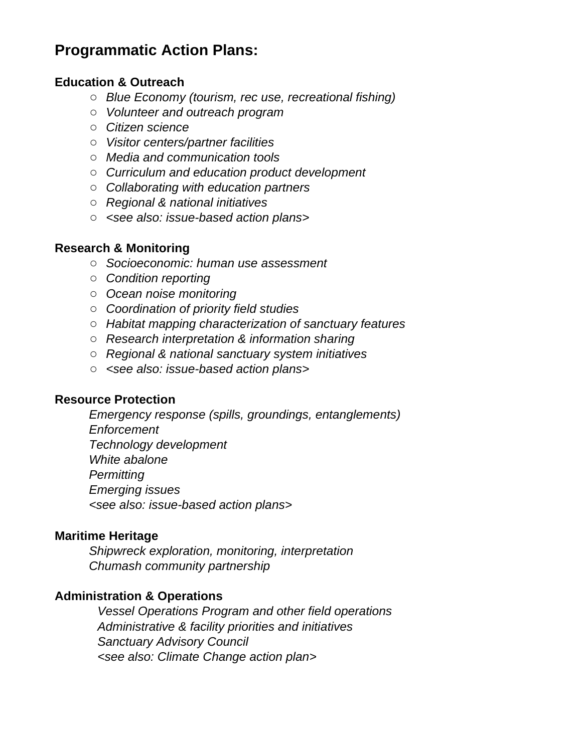## Programmatic Action Plans:

### Education & Outreach

- *Blue Economy (tourism, rec use, recreational fishing)*
- *Volunteer and outreach program*
- *Citizen science*
- *Visitor centers/partner facilities*
- *Media and communication tools*
- *Curriculum and education product development*
- *Collaborating with education partners*
- *Regional & national initiatives*
- *<see also: issue-based action plans>*

### Research & Monitoring

- *Socioeconomic: human use assessment*
- *Condition reporting*
- *Ocean noise monitoring*
- *Coordination of priority field studies*
- *Habitat mapping characterization of sanctuary features*
- *Research interpretation & information sharing*
- *Regional & national sanctuary system initiatives*
- *<see also: issue-based action plans>*

### Resource Protection

*Emergency response (spills, groundings, entanglements)*
*Enforcement*
*Technology development*
*White abalone*
*Permitting*
*Emerging issues*
*<see also: issue-based action plans>*

### Maritime Heritage

*Shipwreck exploration, monitoring, interpretation*
*Chumash community partnership*

### Administration & Operations

*Vessel Operations Program and other field operations*
*Administrative & facility priorities and initiatives*
*Sanctuary Advisory Council*
*<see also: Climate Change action plan>*